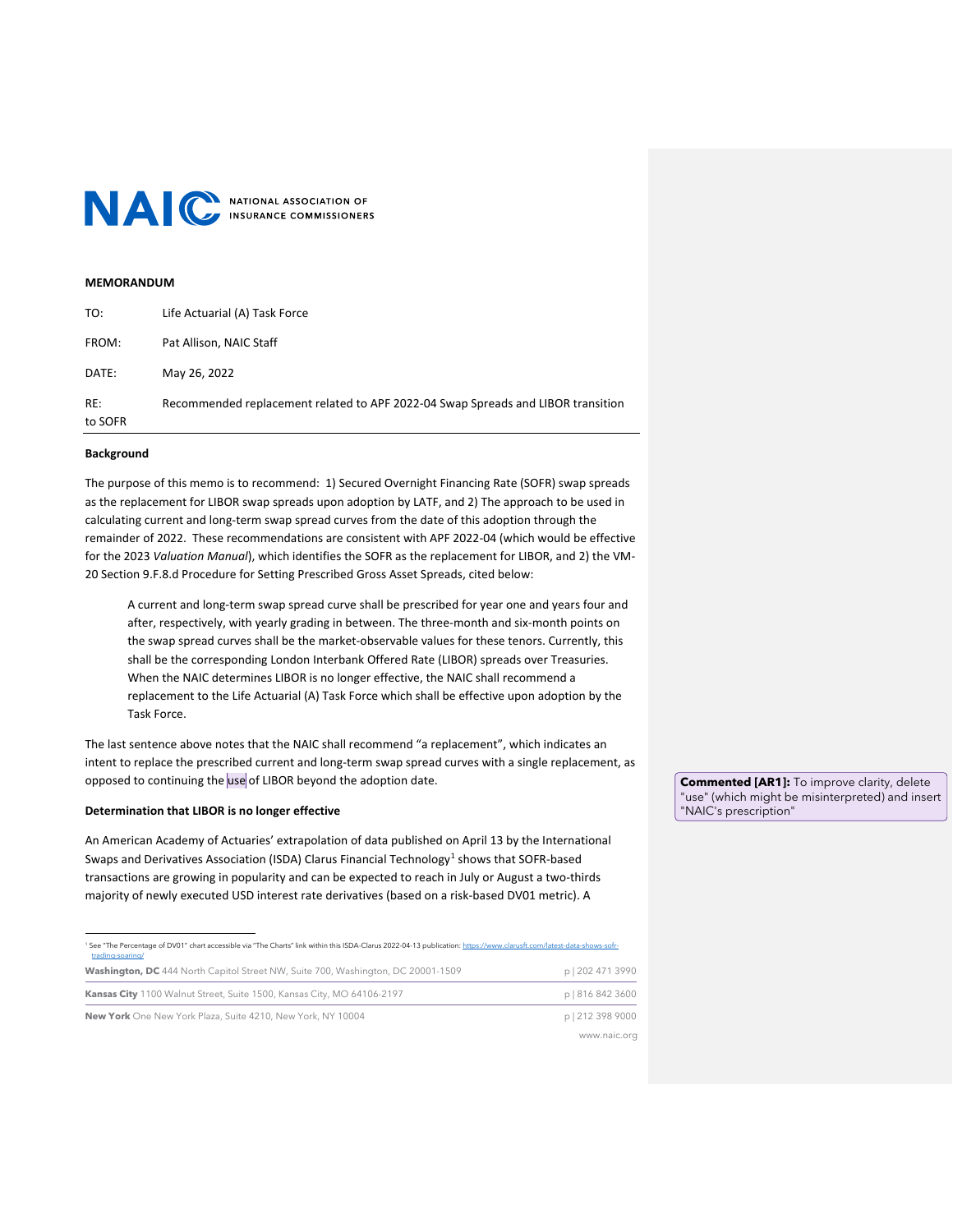**MEMORANDUM**

| | |
|---|---|
| TO: | Life Actuarial (A) Task Force |
| FROM: | Pat Allison, NAIC Staff |
| DATE: | May 26, 2022 |
| RE: | Recommended replacement related to APF 2022-04 Swap Spreads and LIBOR transition to SOFR |

**Background**

The purpose of this memo is to recommend: 1) Secured Overnight Financing Rate (SOFR) swap spreads as the replacement for LIBOR swap spreads upon adoption by LATF, and 2) The approach to be used in calculating current and long-term swap spread curves from the date of this adoption through the remainder of 2022. These recommendations are consistent with APF 2022-04 (which would be effective for the 2023 *Valuation Manual*), which identifies the SOFR as the replacement for LIBOR, and 2) the VM-20 Section 9.F.8.d Procedure for Setting Prescribed Gross Asset Spreads, cited below:

> A current and long-term swap spread curve shall be prescribed for year one and years four and after, respectively, with yearly grading in between. The three-month and six-month points on the swap spread curves shall be the market-observable values for these tenors. Currently, this shall be the corresponding London Interbank Offered Rate (LIBOR) spreads over Treasuries. When the NAIC determines LIBOR is no longer effective, the NAIC shall recommend a replacement to the Life Actuarial (A) Task Force which shall be effective upon adoption by the Task Force.

The last sentence above notes that the NAIC shall recommend "a replacement", which indicates an intent to replace the prescribed current and long-term swap spread curves with a single replacement, as opposed to continuing the use of LIBOR beyond the adoption date.

**Commented [AR1]:** To improve clarity, delete "use" (which might be misinterpreted) and insert "NAIC's prescription"

**Determination that LIBOR is no longer effective**

An American Academy of Actuaries' extrapolation of data published on April 13 by the International Swaps and Derivatives Association (ISDA) Clarus Financial Technology[1] shows that SOFR-based transactions are growing in popularity and can be expected to reach in July or August a two-thirds majority of newly executed USD interest rate derivatives (based on a risk-based DV01 metric). A

[1] See "The Percentage of DV01" chart accessible via "The Charts" link within this ISDA-Clarus 2022-04-13 publication: https://www.clarusft.com/latest-data-shows-sofr-trading-soaring/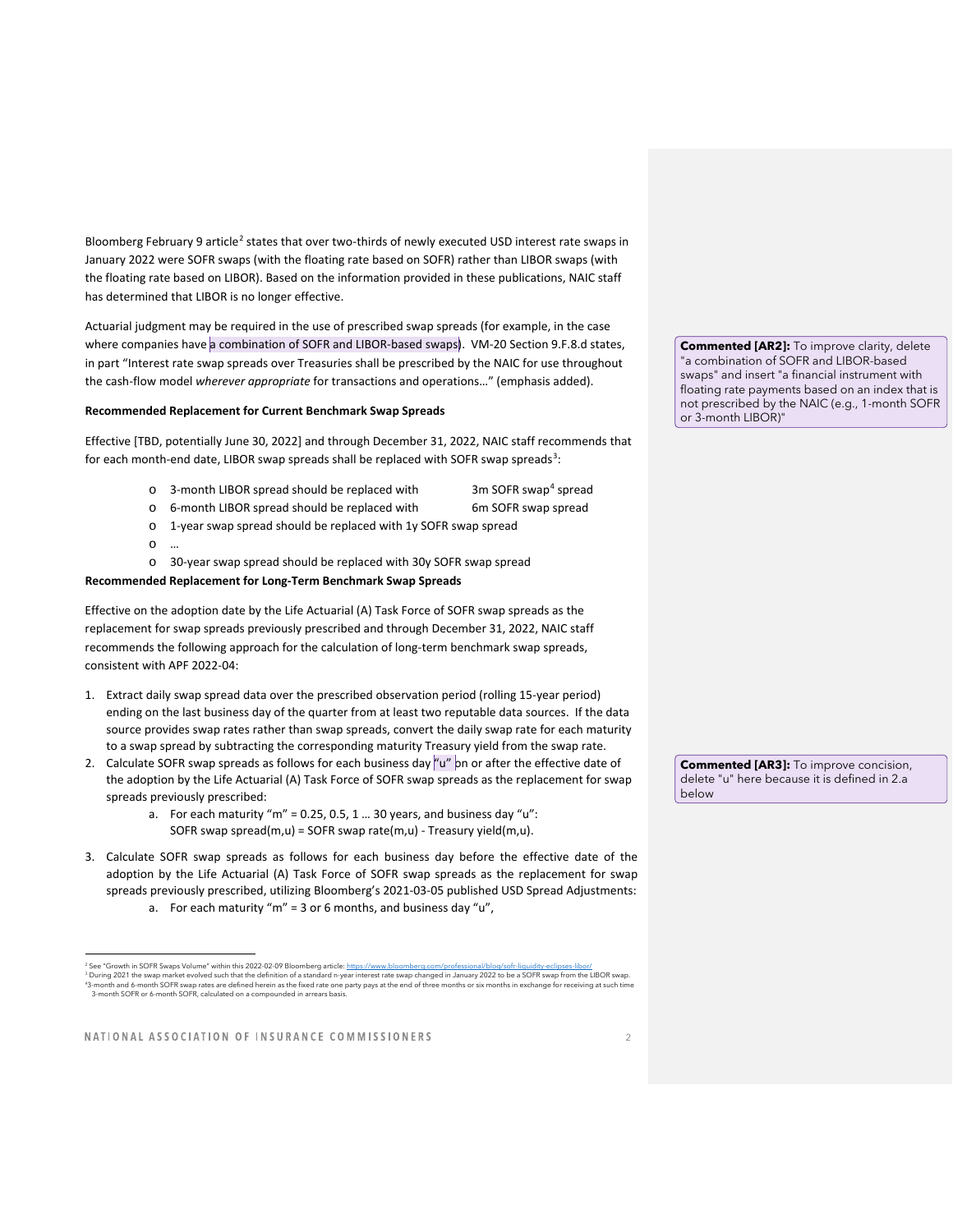Bloomberg February 9 article[2] states that over two-thirds of newly executed USD interest rate swaps in January 2022 were SOFR swaps (with the floating rate based on SOFR) rather than LIBOR swaps (with the floating rate based on LIBOR). Based on the information provided in these publications, NAIC staff has determined that LIBOR is no longer effective.

Actuarial judgment may be required in the use of prescribed swap spreads (for example, in the case where companies have a combination of SOFR and LIBOR-based swaps). VM-20 Section 9.F.8.d states, in part "Interest rate swap spreads over Treasuries shall be prescribed by the NAIC for use throughout the cash-flow model *wherever appropriate* for transactions and operations…" (emphasis added).

> **Commented [AR2]:** To improve clarity, delete "a combination of SOFR and LIBOR-based swaps" and insert "a financial instrument with floating rate payments based on an index that is not prescribed by the NAIC (e.g., 1-month SOFR or 3-month LIBOR)"

**Recommended Replacement for Current Benchmark Swap Spreads**

Effective [TBD, potentially June 30, 2022] and through December 31, 2022, NAIC staff recommends that for each month-end date, LIBOR swap spreads shall be replaced with SOFR swap spreads[3]:

- 3-month LIBOR spread should be replaced with 3m SOFR swap[4] spread
- 6-month LIBOR spread should be replaced with 6m SOFR swap spread
- 1-year swap spread should be replaced with 1y SOFR swap spread
- …
- 30-year swap spread should be replaced with 30y SOFR swap spread

**Recommended Replacement for Long-Term Benchmark Swap Spreads**

Effective on the adoption date by the Life Actuarial (A) Task Force of SOFR swap spreads as the replacement for swap spreads previously prescribed and through December 31, 2022, NAIC staff recommends the following approach for the calculation of long-term benchmark swap spreads, consistent with APF 2022-04:

1. Extract daily swap spread data over the prescribed observation period (rolling 15-year period) ending on the last business day of the quarter from at least two reputable data sources. If the data source provides swap rates rather than swap spreads, convert the daily swap rate for each maturity to a swap spread by subtracting the corresponding maturity Treasury yield from the swap rate.
2. Calculate SOFR swap spreads as follows for each business day "u" on or after the effective date of the adoption by the Life Actuarial (A) Task Force of SOFR swap spreads as the replacement for swap spreads previously prescribed:
   a. For each maturity "m" = 0.25, 0.5, 1 … 30 years, and business day "u":
      SOFR swap spread(m,u) = SOFR swap rate(m,u) - Treasury yield(m,u).
3. Calculate SOFR swap spreads as follows for each business day before the effective date of the adoption by the Life Actuarial (A) Task Force of SOFR swap spreads as the replacement for swap spreads previously prescribed, utilizing Bloomberg's 2021-03-05 published USD Spread Adjustments:
   a. For each maturity "m" = 3 or 6 months, and business day "u",

> **Commented [AR3]:** To improve concision, delete "u" here because it is defined in 2.a below

[2] See "Growth in SOFR Swaps Volume" within this 2022-02-09 Bloomberg article: https://www.bloomberg.com/professional/blog/sofr-liquidity-eclipses-libor/

[3] During 2021 the swap market evolved such that the definition of a standard n-year interest rate swap changed in January 2022 to be a SOFR swap from the LIBOR swap.

[4] 3-month and 6-month SOFR swap rates are defined herein as the fixed rate one party pays at the end of three months or six months in exchange for receiving at such time 3-month SOFR or 6-month SOFR, calculated on a compounded in arrears basis.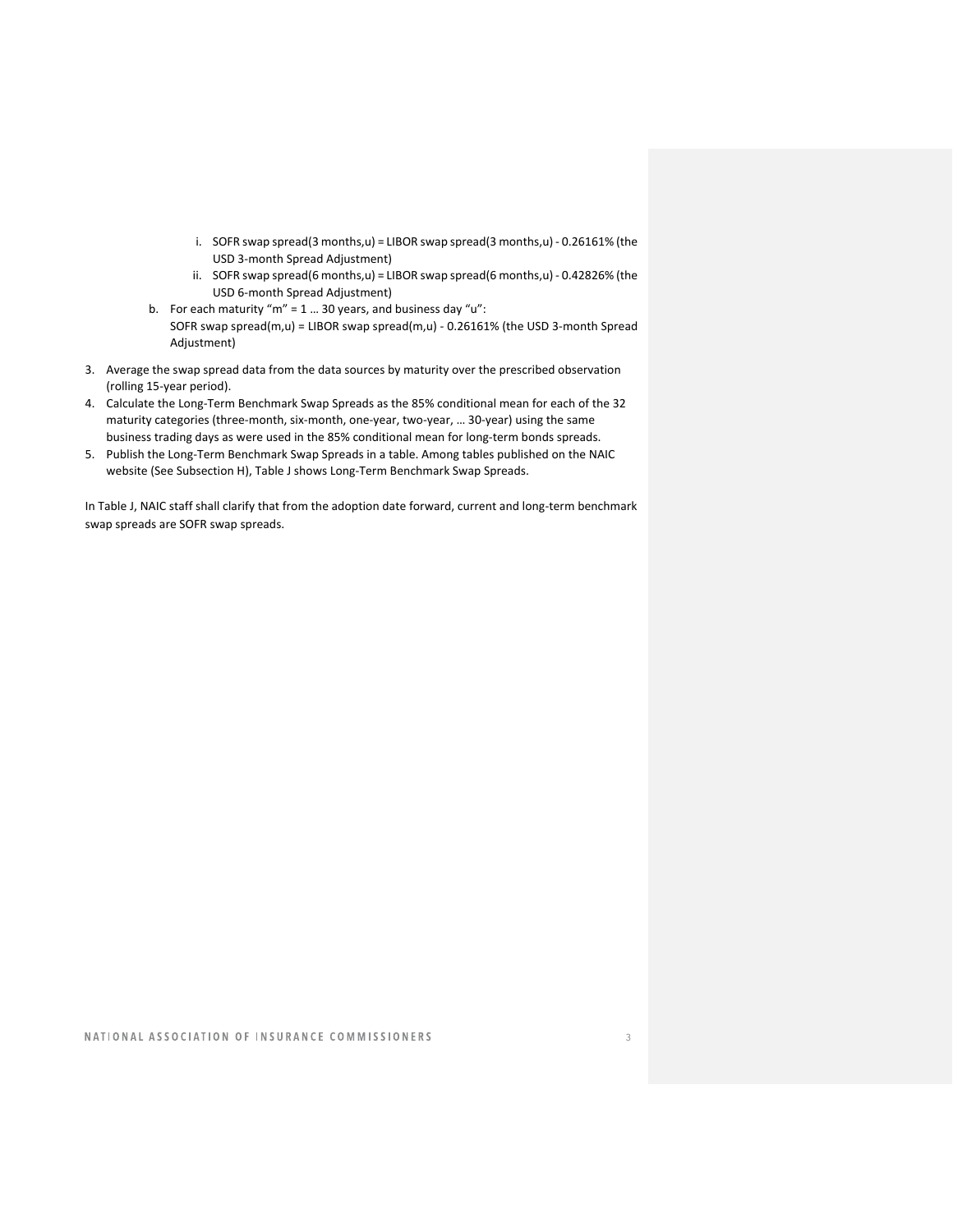i. SOFR swap spread(3 months,u) = LIBOR swap spread(3 months,u) - 0.26161% (the USD 3-month Spread Adjustment)
ii. SOFR swap spread(6 months,u) = LIBOR swap spread(6 months,u) - 0.42826% (the USD 6-month Spread Adjustment)

b. For each maturity “m” = 1 … 30 years, and business day “u”:
SOFR swap spread(m,u) = LIBOR swap spread(m,u) - 0.26161% (the USD 3-month Spread Adjustment)

3. Average the swap spread data from the data sources by maturity over the prescribed observation (rolling 15-year period).
4. Calculate the Long-Term Benchmark Swap Spreads as the 85% conditional mean for each of the 32 maturity categories (three-month, six-month, one-year, two-year, … 30-year) using the same business trading days as were used in the 85% conditional mean for long-term bonds spreads.
5. Publish the Long-Term Benchmark Swap Spreads in a table. Among tables published on the NAIC website (See Subsection H), Table J shows Long-Term Benchmark Swap Spreads.

In Table J, NAIC staff shall clarify that from the adoption date forward, current and long-term benchmark swap spreads are SOFR swap spreads.